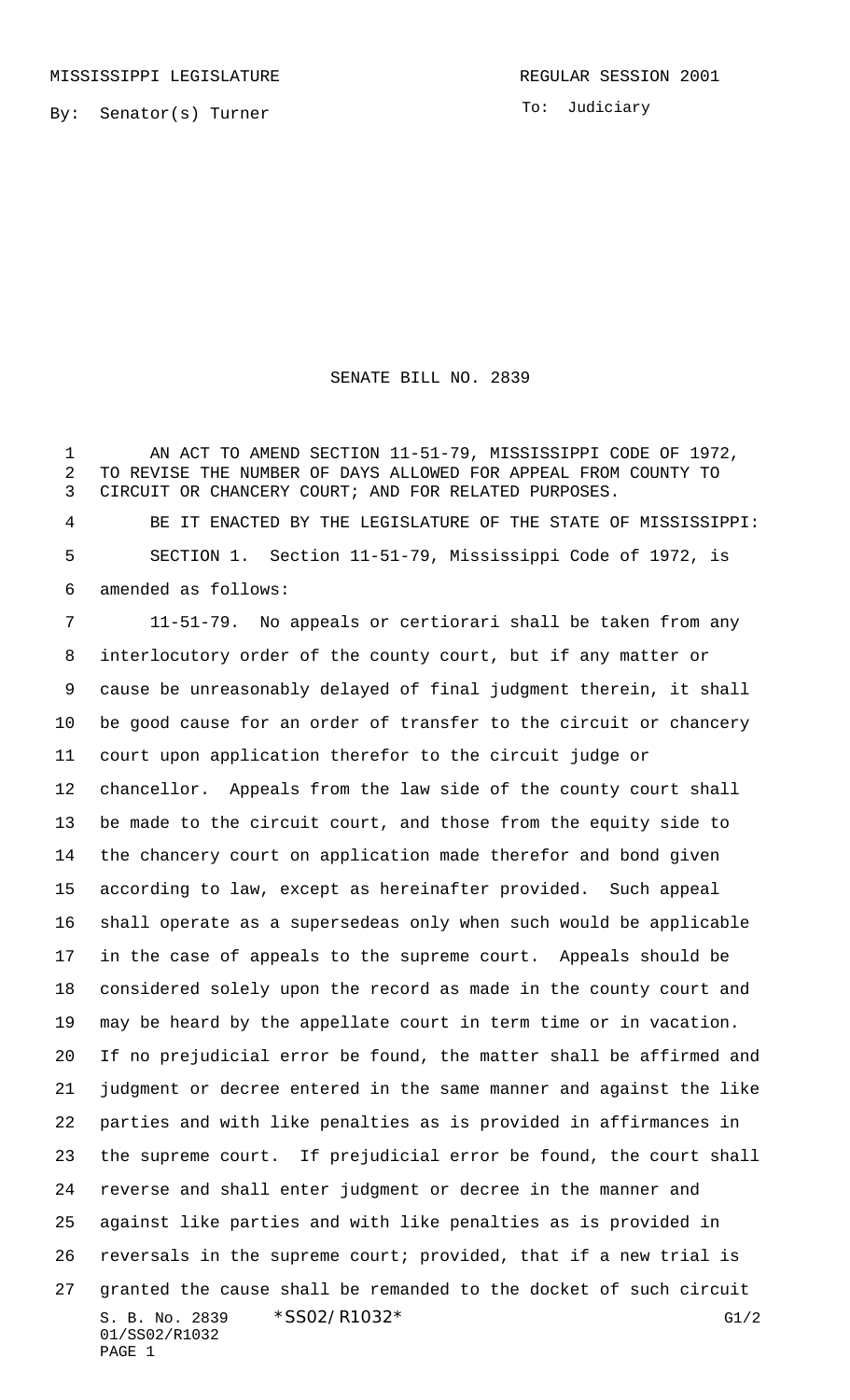MISSISSIPPI LEGISLATURE

REGULAR SESSION 2001

By: Senator(s) Turner

To: Judiciary

# SENATE BILL NO. 2839

AN ACT TO AMEND SECTION 11-51-79, MISSISSIPPI CODE OF 1972, TO REVISE THE NUMBER OF DAYS ALLOWED FOR APPEAL FROM COUNTY TO CIRCUIT OR CHANCERY COURT; AND FOR RELATED PURPOSES.

BE IT ENACTED BY THE LEGISLATURE OF THE STATE OF MISSISSIPPI:

SECTION 1. Section 11-51-79, Mississippi Code of 1972, is amended as follows:

11-51-79. No appeals or certiorari shall be taken from any interlocutory order of the county court, but if any matter or cause be unreasonably delayed of final judgment therein, it shall be good cause for an order of transfer to the circuit or chancery court upon application therefor to the circuit judge or chancellor. Appeals from the law side of the county court shall be made to the circuit court, and those from the equity side to the chancery court on application made therefor and bond given according to law, except as hereinafter provided. Such appeal shall operate as a supersedeas only when such would be applicable in the case of appeals to the supreme court. Appeals should be considered solely upon the record as made in the county court and may be heard by the appellate court in term time or in vacation. If no prejudicial error be found, the matter shall be affirmed and judgment or decree entered in the same manner and against the like parties and with like penalties as is provided in affirmances in the supreme court. If prejudicial error be found, the court shall reverse and shall enter judgment or decree in the manner and against like parties and with like penalties as is provided in reversals in the supreme court; provided, that if a new trial is granted the cause shall be remanded to the docket of such circuit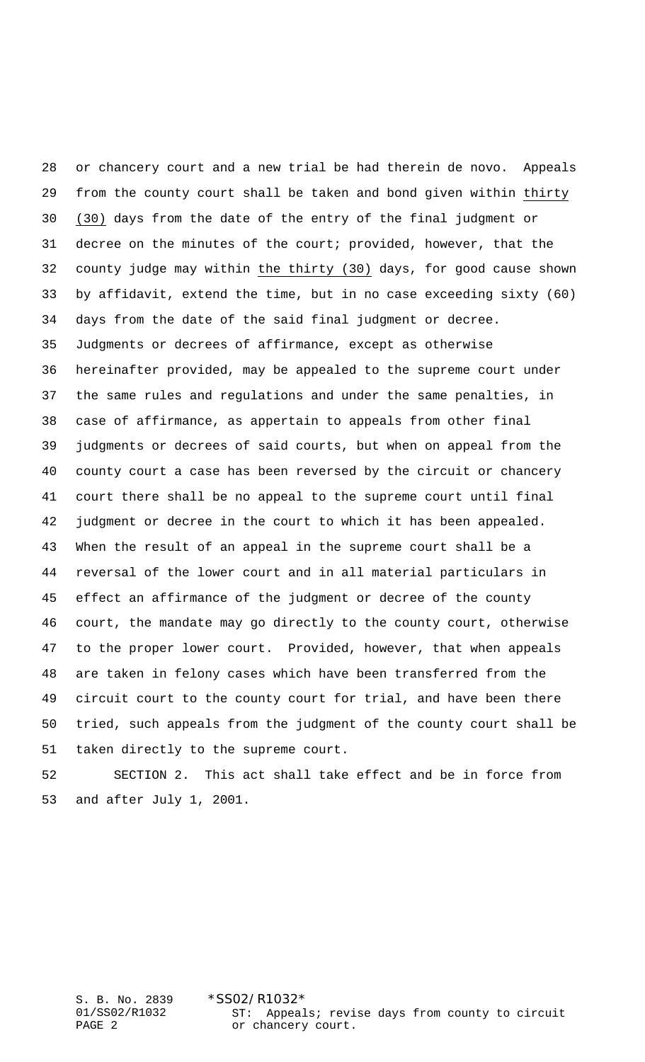or chancery court and a new trial be had therein de novo. Appeals from the county court shall be taken and bond given within thirty (30) days from the date of the entry of the final judgment or decree on the minutes of the court; provided, however, that the county judge may within the thirty (30) days, for good cause shown by affidavit, extend the time, but in no case exceeding sixty (60) days from the date of the said final judgment or decree. Judgments or decrees of affirmance, except as otherwise hereinafter provided, may be appealed to the supreme court under the same rules and regulations and under the same penalties, in case of affirmance, as appertain to appeals from other final judgments or decrees of said courts, but when on appeal from the county court a case has been reversed by the circuit or chancery court there shall be no appeal to the supreme court until final judgment or decree in the court to which it has been appealed. When the result of an appeal in the supreme court shall be a reversal of the lower court and in all material particulars in effect an affirmance of the judgment or decree of the county court, the mandate may go directly to the county court, otherwise to the proper lower court. Provided, however, that when appeals are taken in felony cases which have been transferred from the circuit court to the county court for trial, and have been there tried, such appeals from the judgment of the county court shall be taken directly to the supreme court.

SECTION 2. This act shall take effect and be in force from and after July 1, 2001.

S. B. No. 2839 *SS02/R1032*
01/SS02/R1032
ST: Appeals; revise days from county to circuit or chancery court.